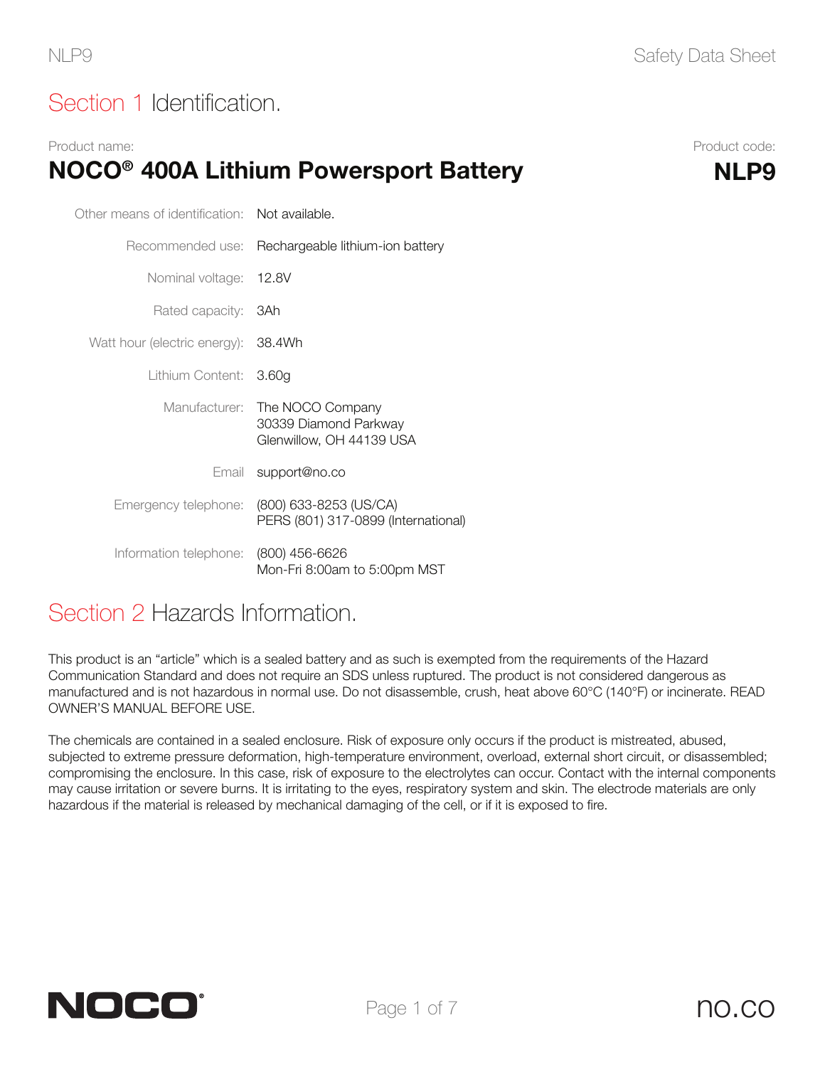## Section 1 Identification.

Product name:

**NOCO® 400A Lithium Powersport Battery**

Product code:

**NLP9**

| | |
|---|---|
| Other means of identification: | Not available. |
| Recommended use: | Rechargeable lithium-ion battery |
| Nominal voltage: | 12.8V |
| Rated capacity: | 3Ah |
| Watt hour (electric energy): | 38.4Wh |
| Lithium Content: | 3.60g |
| Manufacturer: | The NOCO Company<br>30339 Diamond Parkway<br>Glenwillow, OH 44139 USA |
| Email | support@no.co |
| Emergency telephone: | (800) 633-8253 (US/CA)<br>PERS (801) 317-0899 (International) |
| Information telephone: | (800) 456-6626<br>Mon-Fri 8:00am to 5:00pm MST |

## Section 2 Hazards Information.

This product is an “article” which is a sealed battery and as such is exempted from the requirements of the Hazard Communication Standard and does not require an SDS unless ruptured. The product is not considered dangerous as manufactured and is not hazardous in normal use. Do not disassemble, crush, heat above 60°C (140°F) or incinerate. READ OWNER’S MANUAL BEFORE USE.

The chemicals are contained in a sealed enclosure. Risk of exposure only occurs if the product is mistreated, abused, subjected to extreme pressure deformation, high-temperature environment, overload, external short circuit, or disassembled; compromising the enclosure. In this case, risk of exposure to the electrolytes can occur. Contact with the internal components may cause irritation or severe burns. It is irritating to the eyes, respiratory system and skin. The electrode materials are only hazardous if the material is released by mechanical damaging of the cell, or if it is exposed to fire.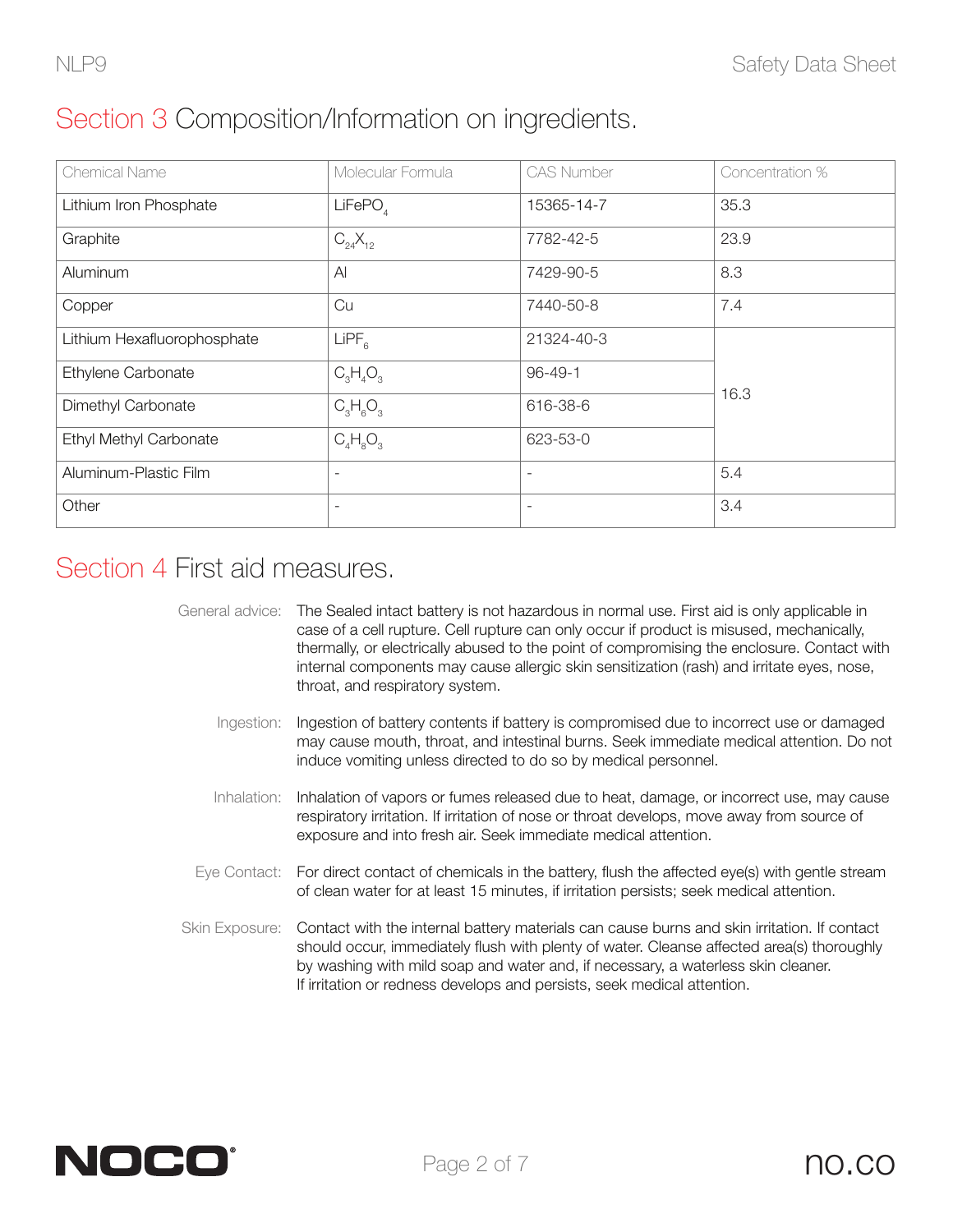## Section 3 Composition/Information on ingredients.

| Chemical Name | Molecular Formula | CAS Number | Concentration % |
|---|---|---|---|
| Lithium Iron Phosphate | $LiFePO_4$ | 15365-14-7 | 35.3 |
| Graphite | $C_{24}X_{12}$ | 7782-42-5 | 23.9 |
| Aluminum | Al | 7429-90-5 | 8.3 |
| Copper | Cu | 7440-50-8 | 7.4 |
| Lithium Hexafluorophosphate | $LiPF_6$ | 21324-40-3 | 16.3 |
| Ethylene Carbonate | $C_3H_4O_3$ | 96-49-1 | |
| Dimethyl Carbonate | $C_3H_6O_3$ | 616-38-6 | |
| Ethyl Methyl Carbonate | $C_4H_8O_3$ | 623-53-0 | |
| Aluminum-Plastic Film | - | - | 5.4 |
| Other | - | - | 3.4 |

## Section 4 First aid measures.

**General advice:** The Sealed intact battery is not hazardous in normal use. First aid is only applicable in case of a cell rupture. Cell rupture can only occur if product is misused, mechanically, thermally, or electrically abused to the point of compromising the enclosure. Contact with internal components may cause allergic skin sensitization (rash) and irritate eyes, nose, throat, and respiratory system.

**Ingestion:** Ingestion of battery contents if battery is compromised due to incorrect use or damaged may cause mouth, throat, and intestinal burns. Seek immediate medical attention. Do not induce vomiting unless directed to do so by medical personnel.

**Inhalation:** Inhalation of vapors or fumes released due to heat, damage, or incorrect use, may cause respiratory irritation. If irritation of nose or throat develops, move away from source of exposure and into fresh air. Seek immediate medical attention.

**Eye Contact:** For direct contact of chemicals in the battery, flush the affected eye(s) with gentle stream of clean water for at least 15 minutes, if irritation persists; seek medical attention.

**Skin Exposure:** Contact with the internal battery materials can cause burns and skin irritation. If contact should occur, immediately flush with plenty of water. Cleanse affected area(s) thoroughly by washing with mild soap and water and, if necessary, a waterless skin cleaner. If irritation or redness develops and persists, seek medical attention.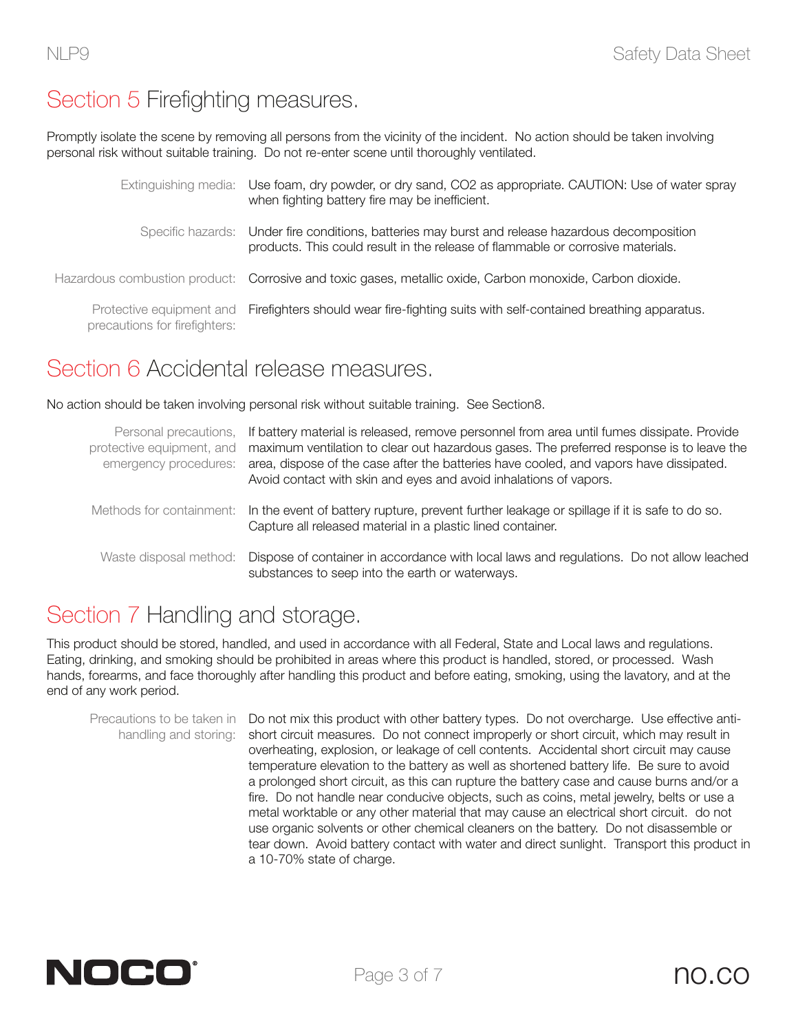## Section 5 Firefighting measures.

Promptly isolate the scene by removing all persons from the vicinity of the incident. No action should be taken involving personal risk without suitable training. Do not re-enter scene until thoroughly ventilated.

| | |
|---|---|
| Extinguishing media: | Use foam, dry powder, or dry sand, $CO_2$ as appropriate. CAUTION: Use of water spray when fighting battery fire may be inefficient. |
| Specific hazards: | Under fire conditions, batteries may burst and release hazardous decomposition products. This could result in the release of flammable or corrosive materials. |
| Hazardous combustion product: | Corrosive and toxic gases, metallic oxide, Carbon monoxide, Carbon dioxide. |
| Protective equipment and precautions for firefighters: | Firefighters should wear fire-fighting suits with self-contained breathing apparatus. |

## Section 6 Accidental release measures.

No action should be taken involving personal risk without suitable training. See Section8.

| | |
|---|---|
| Personal precautions, protective equipment, and emergency procedures: | If battery material is released, remove personnel from area until fumes dissipate. Provide maximum ventilation to clear out hazardous gases. The preferred response is to leave the area, dispose of the case after the batteries have cooled, and vapors have dissipated. Avoid contact with skin and eyes and avoid inhalations of vapors. |
| Methods for containment: | In the event of battery rupture, prevent further leakage or spillage if it is safe to do so. Capture all released material in a plastic lined container. |
| Waste disposal method: | Dispose of container in accordance with local laws and regulations. Do not allow leached substances to seep into the earth or waterways. |

## Section 7 Handling and storage.

This product should be stored, handled, and used in accordance with all Federal, State and Local laws and regulations. Eating, drinking, and smoking should be prohibited in areas where this product is handled, stored, or processed. Wash hands, forearms, and face thoroughly after handling this product and before eating, smoking, using the lavatory, and at the end of any work period.

| | |
|---|---|
| Precautions to be taken in handling and storing: | Do not mix this product with other battery types. Do not overcharge. Use effective anti-short circuit measures. Do not connect improperly or short circuit, which may result in overheating, explosion, or leakage of cell contents. Accidental short circuit may cause temperature elevation to the battery as well as shortened battery life. Be sure to avoid a prolonged short circuit, as this can rupture the battery case and cause burns and/or a fire. Do not handle near conducive objects, such as coins, metal jewelry, belts or use a metal worktable or any other material that may cause an electrical short circuit. do not use organic solvents or other chemical cleaners on the battery. Do not disassemble or tear down. Avoid battery contact with water and direct sunlight. Transport this product in a 10-70% state of charge. |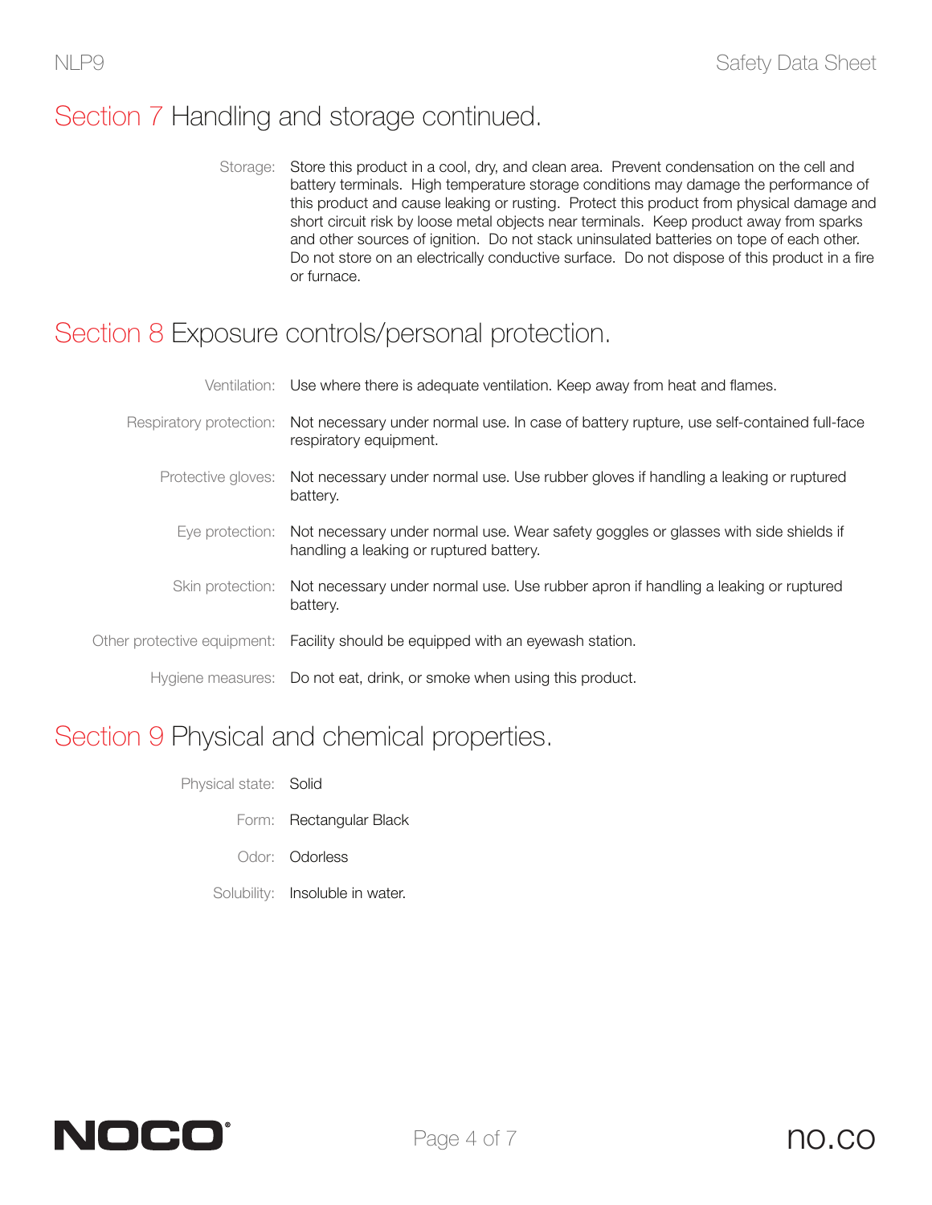## Section 7 Handling and storage continued.

**Storage:** Store this product in a cool, dry, and clean area. Prevent condensation on the cell and battery terminals. High temperature storage conditions may damage the performance of this product and cause leaking or rusting. Protect this product from physical damage and short circuit risk by loose metal objects near terminals. Keep product away from sparks and other sources of ignition. Do not stack uninsulated batteries on tope of each other. Do not store on an electrically conductive surface. Do not dispose of this product in a fire or furnace.

## Section 8 Exposure controls/personal protection.

**Ventilation:** Use where there is adequate ventilation. Keep away from heat and flames.

**Respiratory protection:** Not necessary under normal use. In case of battery rupture, use self-contained full-face respiratory equipment.

**Protective gloves:** Not necessary under normal use. Use rubber gloves if handling a leaking or ruptured battery.

**Eye protection:** Not necessary under normal use. Wear safety goggles or glasses with side shields if handling a leaking or ruptured battery.

**Skin protection:** Not necessary under normal use. Use rubber apron if handling a leaking or ruptured battery.

**Other protective equipment:** Facility should be equipped with an eyewash station.

**Hygiene measures:** Do not eat, drink, or smoke when using this product.

## Section 9 Physical and chemical properties.

**Physical state:** Solid

**Form:** Rectangular Black

**Odor:** Odorless

**Solubility:** Insoluble in water.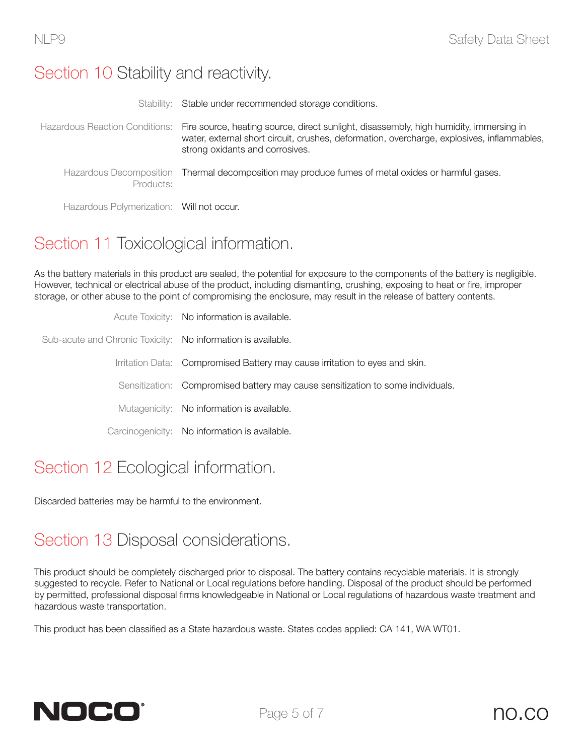## Section 10 Stability and reactivity.

| | |
|---|---|
| Stability: | Stable under recommended storage conditions. |
| Hazardous Reaction Conditions: | Fire source, heating source, direct sunlight, disassembly, high humidity, immersing in water, external short circuit, crushes, deformation, overcharge, explosives, inflammables, strong oxidants and corrosives. |
| Hazardous Decomposition Products: | Thermal decomposition may produce fumes of metal oxides or harmful gases. |
| Hazardous Polymerization: | Will not occur. |

## Section 11 Toxicological information.

As the battery materials in this product are sealed, the potential for exposure to the components of the battery is negligible. However, technical or electrical abuse of the product, including dismantling, crushing, exposing to heat or fire, improper storage, or other abuse to the point of compromising the enclosure, may result in the release of battery contents.

| | |
|---|---|
| Acute Toxicity: | No information is available. |
| Sub-acute and Chronic Toxicity: | No information is available. |
| Irritation Data: | Compromised Battery may cause irritation to eyes and skin. |
| Sensitization: | Compromised battery may cause sensitization to some individuals. |
| Mutagenicity: | No information is available. |
| Carcinogenicity: | No information is available. |

## Section 12 Ecological information.

Discarded batteries may be harmful to the environment.

## Section 13 Disposal considerations.

This product should be completely discharged prior to disposal. The battery contains recyclable materials. It is strongly suggested to recycle. Refer to National or Local regulations before handling. Disposal of the product should be performed by permitted, professional disposal firms knowledgeable in National or Local regulations of hazardous waste treatment and hazardous waste transportation.

This product has been classified as a State hazardous waste. States codes applied: CA 141, WA WT01.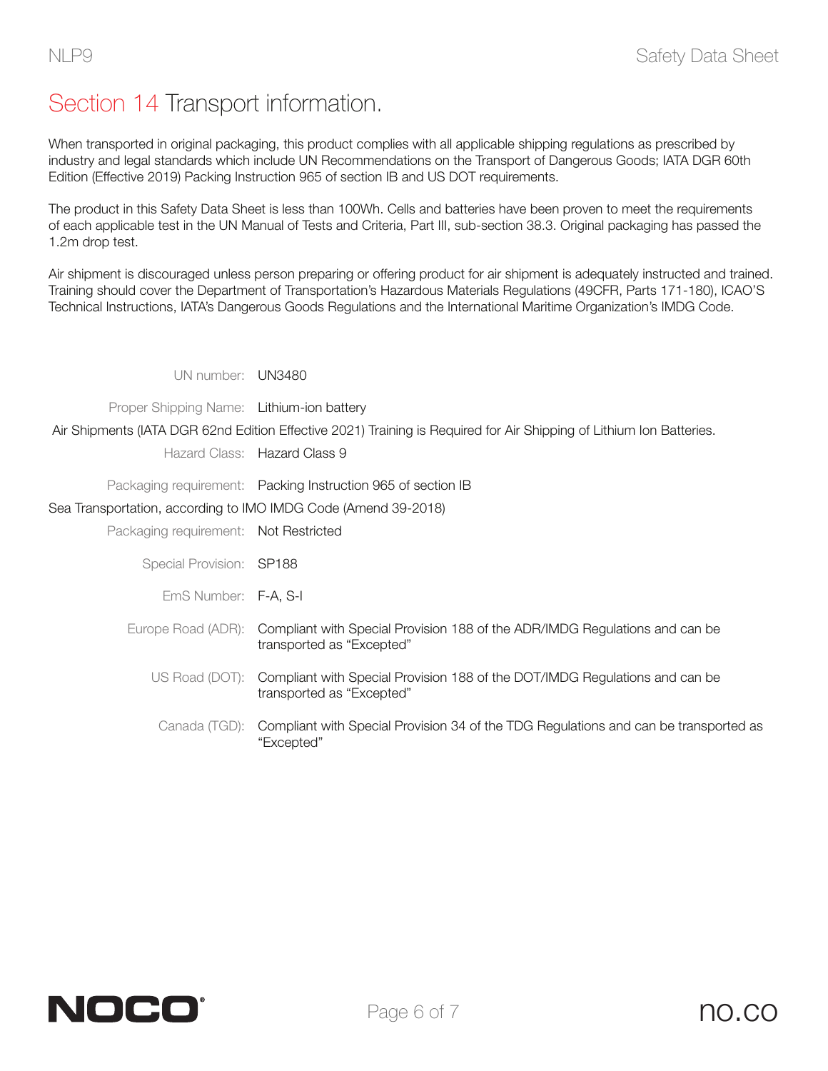## Section 14 Transport information.

When transported in original packaging, this product complies with all applicable shipping regulations as prescribed by industry and legal standards which include UN Recommendations on the Transport of Dangerous Goods; IATA DGR 60th Edition (Effective 2019) Packing Instruction 965 of section IB and US DOT requirements.

The product in this Safety Data Sheet is less than 100Wh. Cells and batteries have been proven to meet the requirements of each applicable test in the UN Manual of Tests and Criteria, Part III, sub-section 38.3. Original packaging has passed the 1.2m drop test.

Air shipment is discouraged unless person preparing or offering product for air shipment is adequately instructed and trained. Training should cover the Department of Transportation's Hazardous Materials Regulations (49CFR, Parts 171-180), ICAO'S Technical Instructions, IATA's Dangerous Goods Regulations and the International Maritime Organization's IMDG Code.

UN number: UN3480

Proper Shipping Name: Lithium-ion battery

Air Shipments (IATA DGR 62nd Edition Effective 2021) Training is Required for Air Shipping of Lithium Ion Batteries.

Hazard Class: Hazard Class 9

Packaging requirement: Packing Instruction 965 of section IB

Sea Transportation, according to IMO IMDG Code (Amend 39-2018)

Packaging requirement: Not Restricted

Special Provision: SP188

EmS Number: F-A, S-I

Europe Road (ADR): Compliant with Special Provision 188 of the ADR/IMDG Regulations and can be transported as "Excepted"

US Road (DOT): Compliant with Special Provision 188 of the DOT/IMDG Regulations and can be transported as "Excepted"

Canada (TGD): Compliant with Special Provision 34 of the TDG Regulations and can be transported as "Excepted"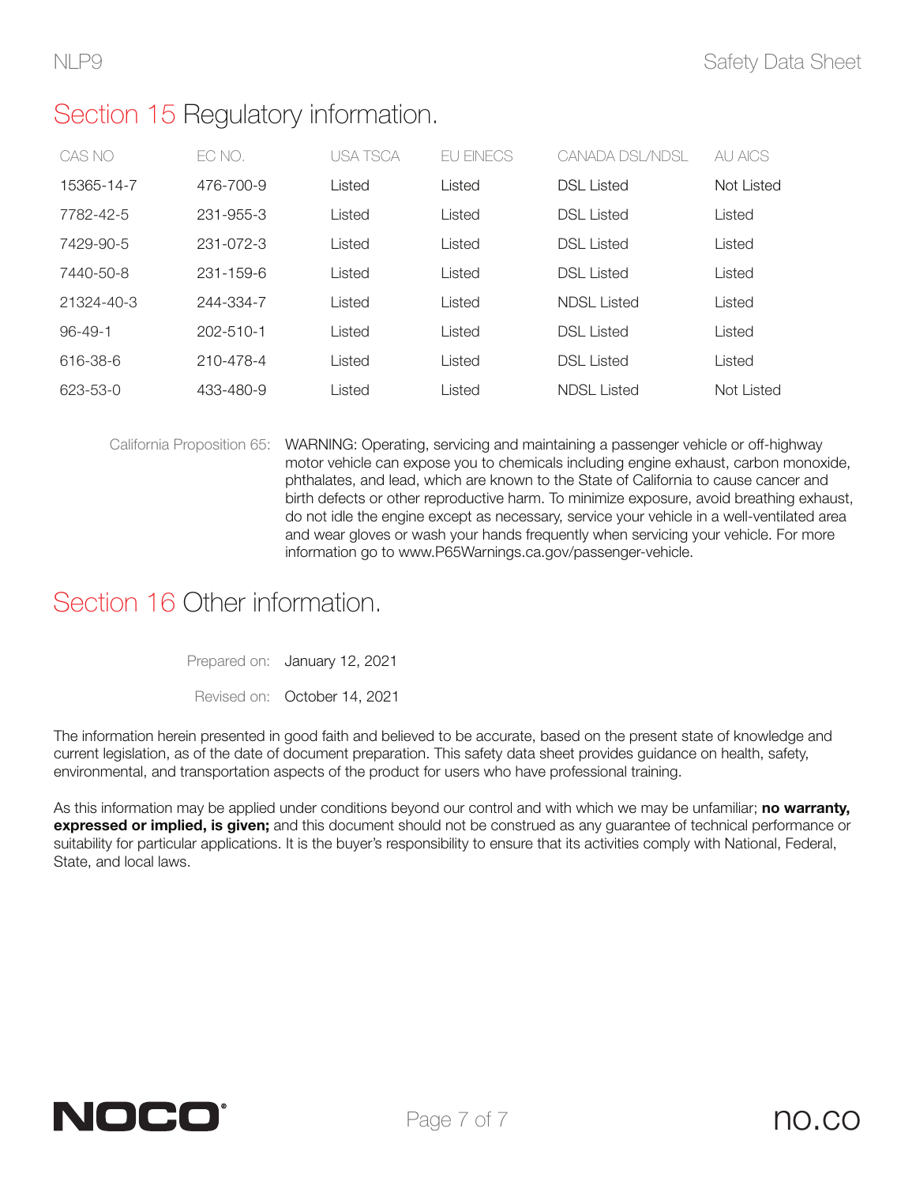## Section 15 Regulatory information.

| CAS NO | EC NO. | USA TSCA | EU EINECS | CANADA DSL/NDSL | AU AICS |
|---|---|---|---|---|---|
| 15365-14-7 | 476-700-9 | Listed | Listed | DSL Listed | Not Listed |
| 7782-42-5 | 231-955-3 | Listed | Listed | DSL Listed | Listed |
| 7429-90-5 | 231-072-3 | Listed | Listed | DSL Listed | Listed |
| 7440-50-8 | 231-159-6 | Listed | Listed | DSL Listed | Listed |
| 21324-40-3 | 244-334-7 | Listed | Listed | NDSL Listed | Listed |
| 96-49-1 | 202-510-1 | Listed | Listed | DSL Listed | Listed |
| 616-38-6 | 210-478-4 | Listed | Listed | DSL Listed | Listed |
| 623-53-0 | 433-480-9 | Listed | Listed | NDSL Listed | Not Listed |

California Proposition 65: WARNING: Operating, servicing and maintaining a passenger vehicle or off-highway motor vehicle can expose you to chemicals including engine exhaust, carbon monoxide, phthalates, and lead, which are known to the State of California to cause cancer and birth defects or other reproductive harm. To minimize exposure, avoid breathing exhaust, do not idle the engine except as necessary, service your vehicle in a well-ventilated area and wear gloves or wash your hands frequently when servicing your vehicle. For more information go to www.P65Warnings.ca.gov/passenger-vehicle.

## Section 16 Other information.

Prepared on: January 12, 2021

Revised on: October 14, 2021

The information herein presented in good faith and believed to be accurate, based on the present state of knowledge and current legislation, as of the date of document preparation. This safety data sheet provides guidance on health, safety, environmental, and transportation aspects of the product for users who have professional training.

As this information may be applied under conditions beyond our control and with which we may be unfamiliar; **no warranty, expressed or implied, is given;** and this document should not be construed as any guarantee of technical performance or suitability for particular applications. It is the buyer's responsibility to ensure that its activities comply with National, Federal, State, and local laws.